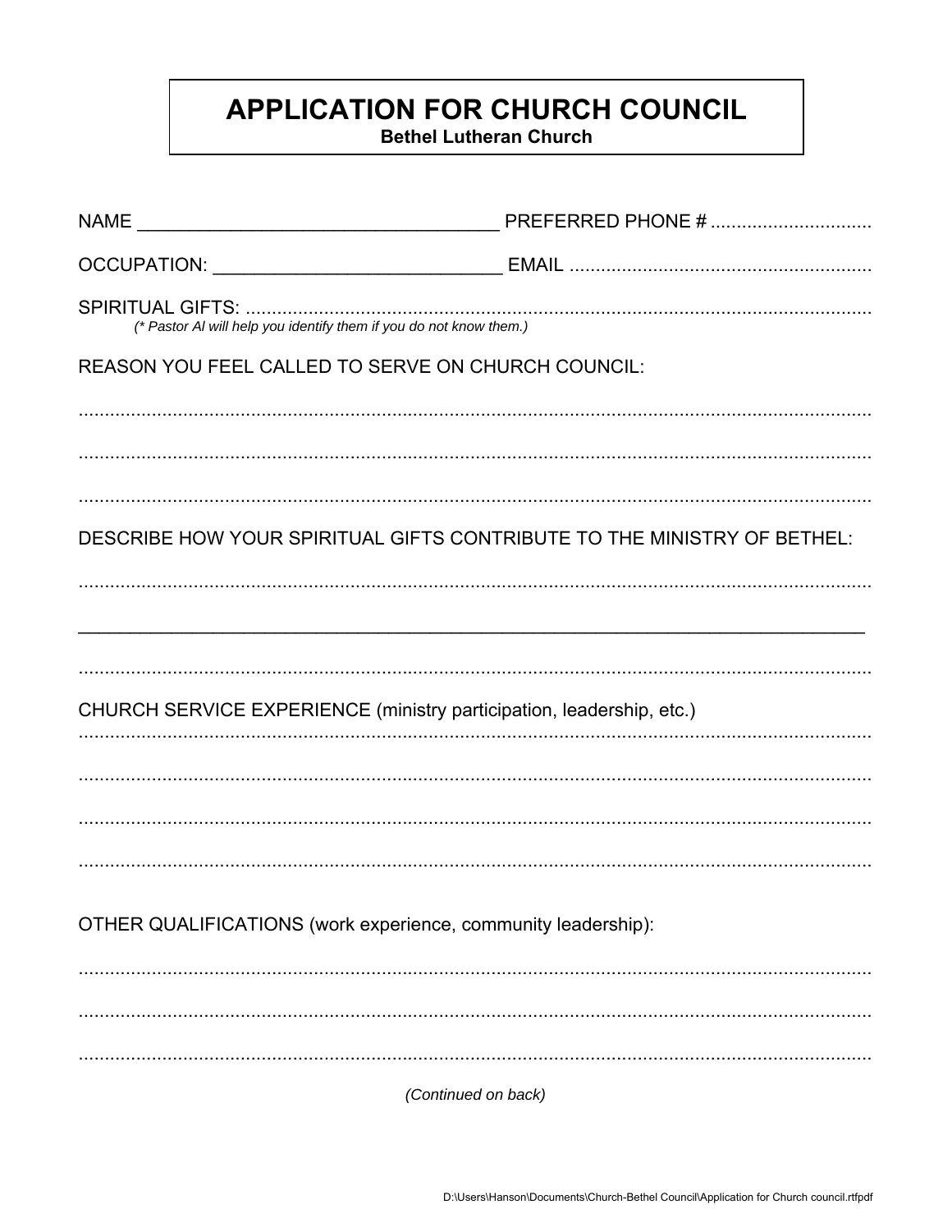# APPLICATION FOR CHURCH COUNCIL

**Bethel Lutheran Church**

NAME ___________________________________ PREFERRED PHONE # ..............................

OCCUPATION: ____________________________ EMAIL ........................................................

SPIRITUAL GIFTS: ..........................................................................................................................

*(* Pastor Al will help you identify them if you do not know them.)*

REASON YOU FEEL CALLED TO SERVE ON CHURCH COUNCIL:

..........................................................................................................................................

..........................................................................................................................................

..........................................................................................................................................

DESCRIBE HOW YOUR SPIRITUAL GIFTS CONTRIBUTE TO THE MINISTRY OF BETHEL:

..........................................................................................................................................

__________________________________________________________________________

..........................................................................................................................................

CHURCH SERVICE EXPERIENCE (ministry participation, leadership, etc.)

..........................................................................................................................................

..........................................................................................................................................

..........................................................................................................................................

..........................................................................................................................................

OTHER QUALIFICATIONS (work experience, community leadership):

..........................................................................................................................................

..........................................................................................................................................

..........................................................................................................................................

*(Continued on back)*

D:\Users\Hanson\Documents\Church-Bethel Council\Application for Church council.rtfpdf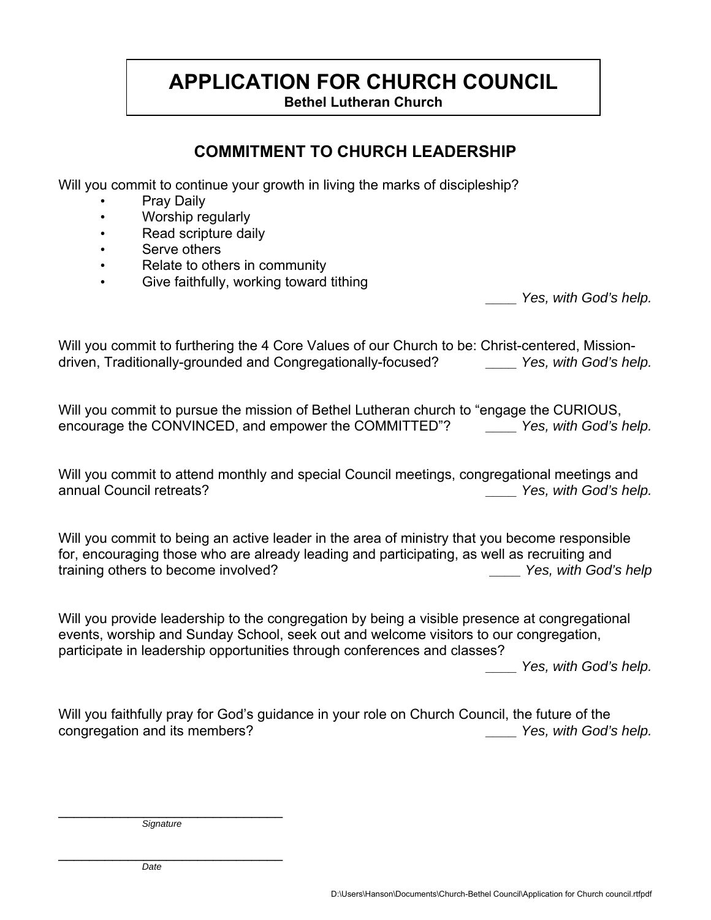# APPLICATION FOR CHURCH COUNCIL

**Bethel Lutheran Church**

## COMMITMENT TO CHURCH LEADERSHIP

Will you commit to continue your growth in living the marks of discipleship?

- Pray Daily
- Worship regularly
- Read scripture daily
- Serve others
- Relate to others in community
- Give faithfully, working toward tithing

____ *Yes, with God's help.*

Will you commit to furthering the 4 Core Values of our Church to be: Christ-centered, Mission-driven, Traditionally-grounded and Congregationally-focused? ____ *Yes, with God's help.*

Will you commit to pursue the mission of Bethel Lutheran church to "engage the CURIOUS, encourage the CONVINCED, and empower the COMMITTED"? ____ *Yes, with God's help.*

Will you commit to attend monthly and special Council meetings, congregational meetings and annual Council retreats? ____ *Yes, with God's help.*

Will you commit to being an active leader in the area of ministry that you become responsible for, encouraging those who are already leading and participating, as well as recruiting and training others to become involved? ____ *Yes, with God's help*

Will you provide leadership to the congregation by being a visible presence at congregational events, worship and Sunday School, seek out and welcome visitors to our congregation, participate in leadership opportunities through conferences and classes?

____ *Yes, with God's help.*

Will you faithfully pray for God's guidance in your role on Church Council, the future of the congregation and its members? ____ *Yes, with God's help.*

________________________________
*Signature*

________________________________
*Date*

D:\Users\Hanson\Documents\Church-Bethel Council\Application for Church council.rtfpdf